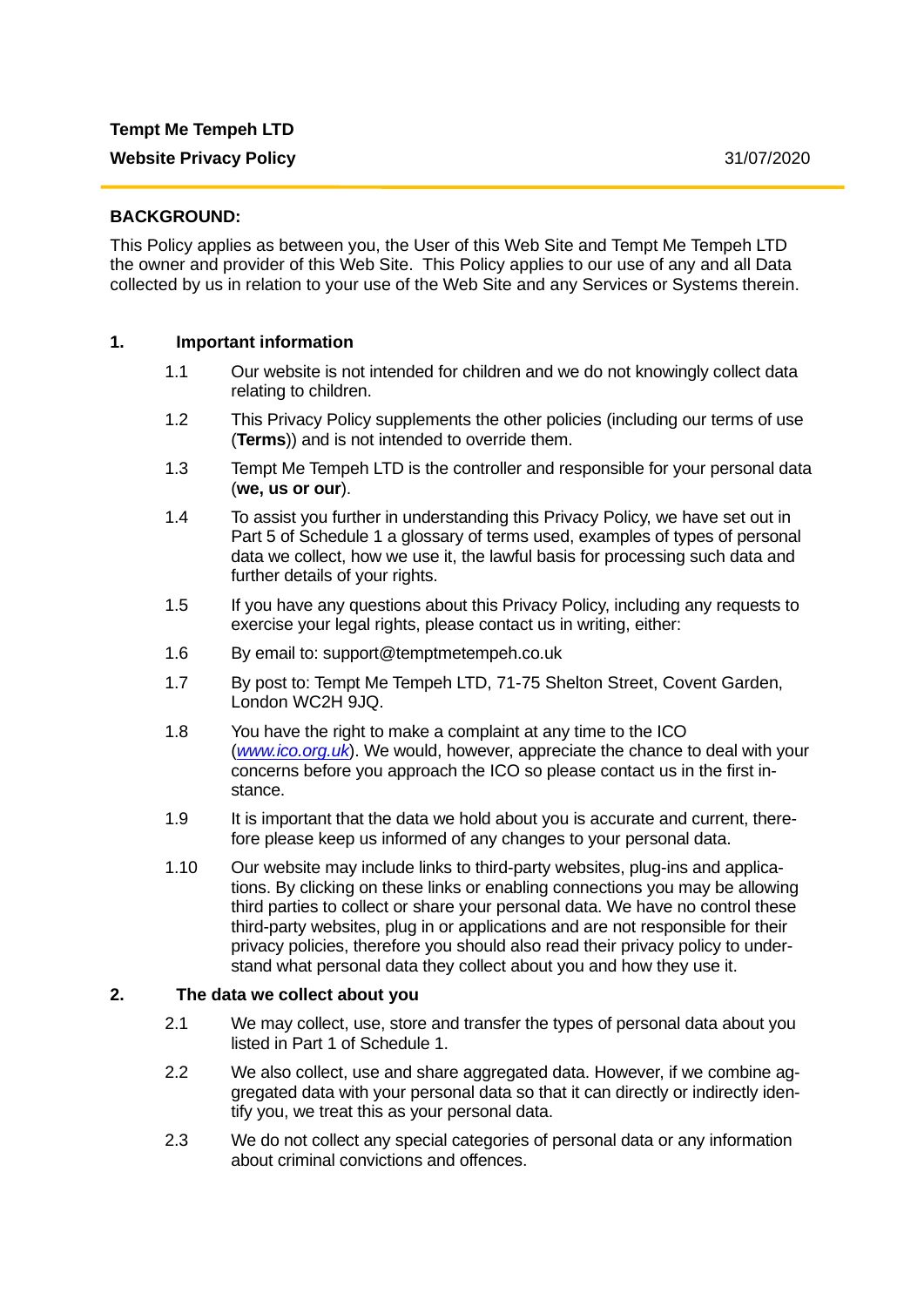**Tempt Me Tempeh LTD**

**Website Privacy Policy** 31/07/2020

## BACKGROUND:

This Policy applies as between you, the User of this Web Site and Tempt Me Tempeh LTD the owner and provider of this Web Site. This Policy applies to our use of any and all Data collected by us in relation to your use of the Web Site and any Services or Systems therein.

## 1. Important information

1.1 Our website is not intended for children and we do not knowingly collect data relating to children.

1.2 This Privacy Policy supplements the other policies (including our terms of use (**Terms**)) and is not intended to override them.

1.3 Tempt Me Tempeh LTD is the controller and responsible for your personal data (**we, us or our**).

1.4 To assist you further in understanding this Privacy Policy, we have set out in Part 5 of Schedule 1 a glossary of terms used, examples of types of personal data we collect, how we use it, the lawful basis for processing such data and further details of your rights.

1.5 If you have any questions about this Privacy Policy, including any requests to exercise your legal rights, please contact us in writing, either:

1.6 By email to: support@temptmetempeh.co.uk

1.7 By post to: Tempt Me Tempeh LTD, 71-75 Shelton Street, Covent Garden, London WC2H 9JQ.

1.8 You have the right to make a complaint at any time to the ICO (*www.ico.org.uk*). We would, however, appreciate the chance to deal with your concerns before you approach the ICO so please contact us in the first instance.

1.9 It is important that the data we hold about you is accurate and current, therefore please keep us informed of any changes to your personal data.

1.10 Our website may include links to third-party websites, plug-ins and applications. By clicking on these links or enabling connections you may be allowing third parties to collect or share your personal data. We have no control these third-party websites, plug in or applications and are not responsible for their privacy policies, therefore you should also read their privacy policy to understand what personal data they collect about you and how they use it.

## 2. The data we collect about you

2.1 We may collect, use, store and transfer the types of personal data about you listed in Part 1 of Schedule 1.

2.2 We also collect, use and share aggregated data. However, if we combine aggregated data with your personal data so that it can directly or indirectly identify you, we treat this as your personal data.

2.3 We do not collect any special categories of personal data or any information about criminal convictions and offences.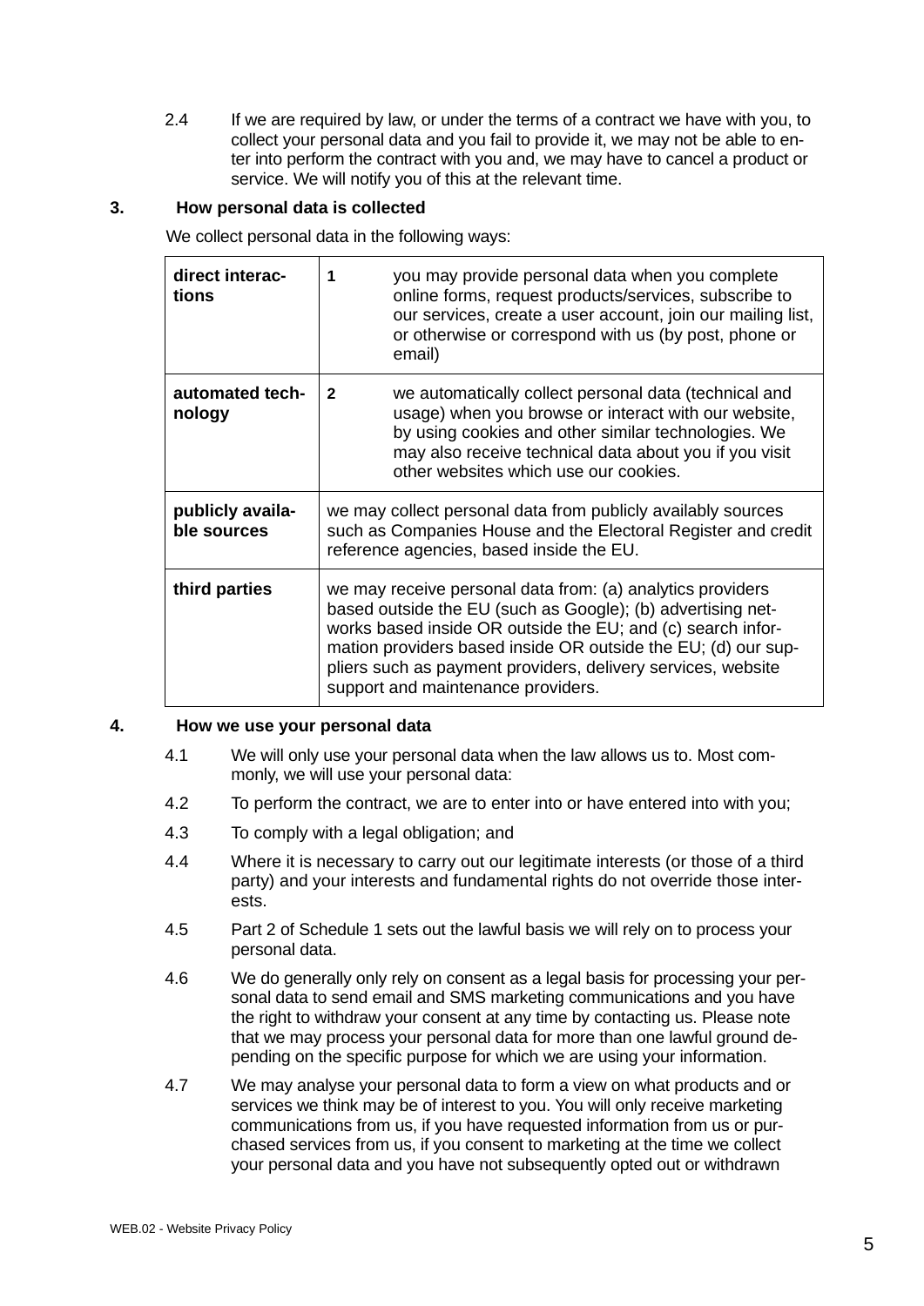2.4 If we are required by law, or under the terms of a contract we have with you, to collect your personal data and you fail to provide it, we may not be able to enter into perform the contract with you and, we may have to cancel a product or service. We will notify you of this at the relevant time.

## 3. How personal data is collected

We collect personal data in the following ways:

| | |
|---|---|
| **direct interactions** | **1** you may provide personal data when you complete online forms, request products/services, subscribe to our services, create a user account, join our mailing list, or otherwise or correspond with us (by post, phone or email) |
| **automated technology** | **2** we automatically collect personal data (technical and usage) when you browse or interact with our website, by using cookies and other similar technologies. We may also receive technical data about you if you visit other websites which use our cookies. |
| **publicly available sources** | we may collect personal data from publicly availably sources such as Companies House and the Electoral Register and credit reference agencies, based inside the EU. |
| **third parties** | we may receive personal data from: (a) analytics providers based outside the EU (such as Google); (b) advertising networks based inside OR outside the EU; and (c) search information providers based inside OR outside the EU; (d) our suppliers such as payment providers, delivery services, website support and maintenance providers. |

## 4. How we use your personal data

4.1 We will only use your personal data when the law allows us to. Most commonly, we will use your personal data:

4.2 To perform the contract, we are to enter into or have entered into with you;

4.3 To comply with a legal obligation; and

4.4 Where it is necessary to carry out our legitimate interests (or those of a third party) and your interests and fundamental rights do not override those interests.

4.5 Part 2 of Schedule 1 sets out the lawful basis we will rely on to process your personal data.

4.6 We do generally only rely on consent as a legal basis for processing your personal data to send email and SMS marketing communications and you have the right to withdraw your consent at any time by contacting us. Please note that we may process your personal data for more than one lawful ground depending on the specific purpose for which we are using your information.

4.7 We may analyse your personal data to form a view on what products and or services we think may be of interest to you. You will only receive marketing communications from us, if you have requested information from us or purchased services from us, if you consent to marketing at the time we collect your personal data and you have not subsequently opted out or withdrawn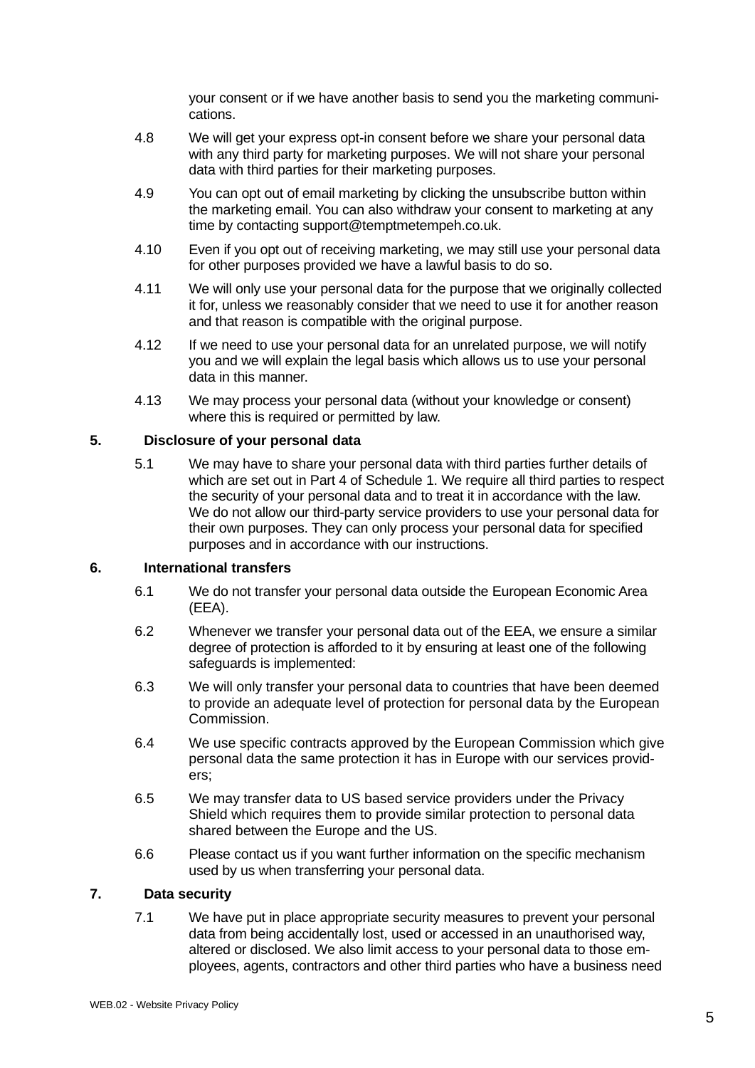your consent or if we have another basis to send you the marketing communications.

4.8 We will get your express opt-in consent before we share your personal data with any third party for marketing purposes. We will not share your personal data with third parties for their marketing purposes.

4.9 You can opt out of email marketing by clicking the unsubscribe button within the marketing email. You can also withdraw your consent to marketing at any time by contacting support@temptmetempeh.co.uk.

4.10 Even if you opt out of receiving marketing, we may still use your personal data for other purposes provided we have a lawful basis to do so.

4.11 We will only use your personal data for the purpose that we originally collected it for, unless we reasonably consider that we need to use it for another reason and that reason is compatible with the original purpose.

4.12 If we need to use your personal data for an unrelated purpose, we will notify you and we will explain the legal basis which allows us to use your personal data in this manner.

4.13 We may process your personal data (without your knowledge or consent) where this is required or permitted by law.

## 5. Disclosure of your personal data

5.1 We may have to share your personal data with third parties further details of which are set out in Part 4 of Schedule 1. We require all third parties to respect the security of your personal data and to treat it in accordance with the law. We do not allow our third-party service providers to use your personal data for their own purposes. They can only process your personal data for specified purposes and in accordance with our instructions.

## 6. International transfers

6.1 We do not transfer your personal data outside the European Economic Area (EEA).

6.2 Whenever we transfer your personal data out of the EEA, we ensure a similar degree of protection is afforded to it by ensuring at least one of the following safeguards is implemented:

6.3 We will only transfer your personal data to countries that have been deemed to provide an adequate level of protection for personal data by the European Commission.

6.4 We use specific contracts approved by the European Commission which give personal data the same protection it has in Europe with our services providers;

6.5 We may transfer data to US based service providers under the Privacy Shield which requires them to provide similar protection to personal data shared between the Europe and the US.

6.6 Please contact us if you want further information on the specific mechanism used by us when transferring your personal data.

## 7. Data security

7.1 We have put in place appropriate security measures to prevent your personal data from being accidentally lost, used or accessed in an unauthorised way, altered or disclosed. We also limit access to your personal data to those employees, agents, contractors and other third parties who have a business need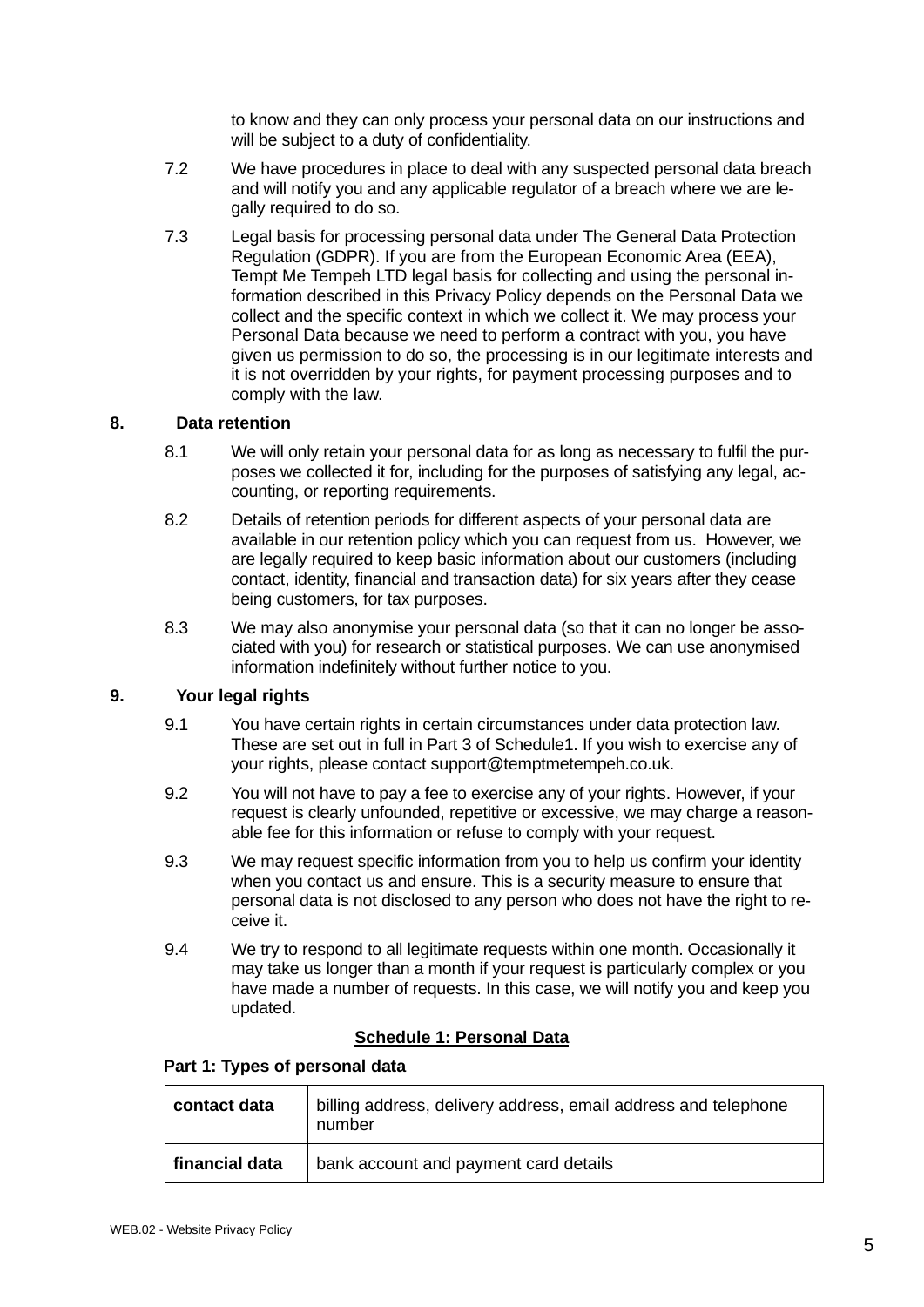to know and they can only process your personal data on our instructions and will be subject to a duty of confidentiality.

7.2 We have procedures in place to deal with any suspected personal data breach and will notify you and any applicable regulator of a breach where we are legally required to do so.

7.3 Legal basis for processing personal data under The General Data Protection Regulation (GDPR). If you are from the European Economic Area (EEA), Tempt Me Tempeh LTD legal basis for collecting and using the personal information described in this Privacy Policy depends on the Personal Data we collect and the specific context in which we collect it. We may process your Personal Data because we need to perform a contract with you, you have given us permission to do so, the processing is in our legitimate interests and it is not overridden by your rights, for payment processing purposes and to comply with the law.

## 8. Data retention

8.1 We will only retain your personal data for as long as necessary to fulfil the purposes we collected it for, including for the purposes of satisfying any legal, accounting, or reporting requirements.

8.2 Details of retention periods for different aspects of your personal data are available in our retention policy which you can request from us. However, we are legally required to keep basic information about our customers (including contact, identity, financial and transaction data) for six years after they cease being customers, for tax purposes.

8.3 We may also anonymise your personal data (so that it can no longer be associated with you) for research or statistical purposes. We can use anonymised information indefinitely without further notice to you.

## 9. Your legal rights

9.1 You have certain rights in certain circumstances under data protection law. These are set out in full in Part 3 of Schedule1. If you wish to exercise any of your rights, please contact support@temptmetempeh.co.uk.

9.2 You will not have to pay a fee to exercise any of your rights. However, if your request is clearly unfounded, repetitive or excessive, we may charge a reasonable fee for this information or refuse to comply with your request.

9.3 We may request specific information from you to help us confirm your identity when you contact us and ensure. This is a security measure to ensure that personal data is not disclosed to any person who does not have the right to receive it.

9.4 We try to respond to all legitimate requests within one month. Occasionally it may take us longer than a month if your request is particularly complex or you have made a number of requests. In this case, we will notify you and keep you updated.

## Schedule 1: Personal Data

### Part 1: Types of personal data

| | |
|---|---|
| **contact data** | billing address, delivery address, email address and telephone number |
| **financial data** | bank account and payment card details |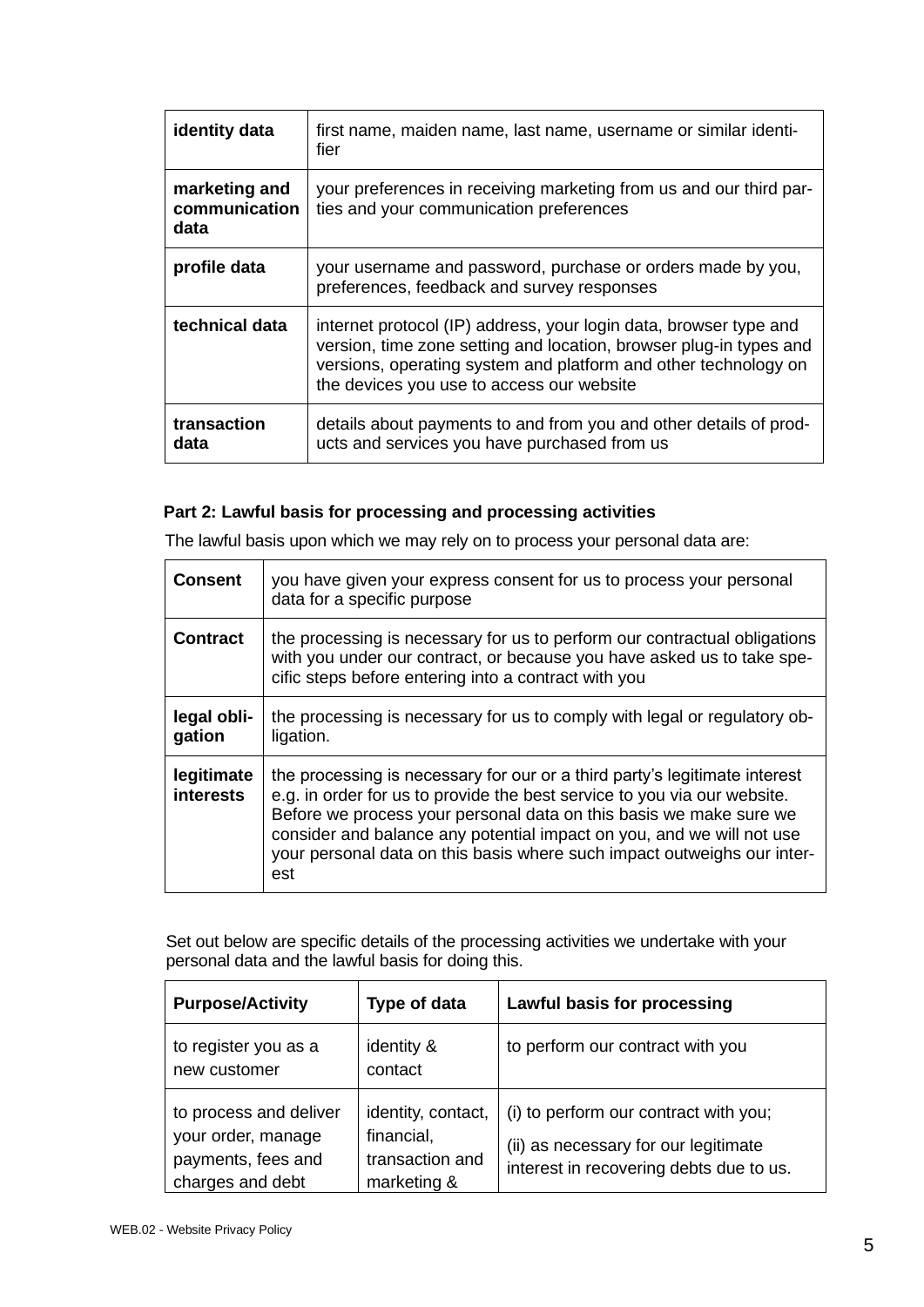| identity data | first name, maiden name, last name, username or similar identifier |
|---|---|
| marketing and communication data | your preferences in receiving marketing from us and our third parties and your communication preferences |
| profile data | your username and password, purchase or orders made by you, preferences, feedback and survey responses |
| technical data | internet protocol (IP) address, your login data, browser type and version, time zone setting and location, browser plug-in types and versions, operating system and platform and other technology on the devices you use to access our website |
| transaction data | details about payments to and from you and other details of products and services you have purchased from us |

**Part 2: Lawful basis for processing and processing activities**

The lawful basis upon which we may rely on to process your personal data are:

| **Consent** | you have given your express consent for us to process your personal data for a specific purpose |
|---|---|
| **Contract** | the processing is necessary for us to perform our contractual obligations with you under our contract, or because you have asked us to take specific steps before entering into a contract with you |
| **legal obligation** | the processing is necessary for us to comply with legal or regulatory obligation. |
| **legitimate interests** | the processing is necessary for our or a third party's legitimate interest e.g. in order for us to provide the best service to you via our website. Before we process your personal data on this basis we make sure we consider and balance any potential impact on you, and we will not use your personal data on this basis where such impact outweighs our interest |

Set out below are specific details of the processing activities we undertake with your personal data and the lawful basis for doing this.

| Purpose/Activity | Type of data | Lawful basis for processing |
|---|---|---|
| to register you as a new customer | identity & contact | to perform our contract with you |
| to process and deliver your order, manage payments, fees and charges and debt | identity, contact, financial, transaction and marketing & | (i) to perform our contract with you;<br>(ii) as necessary for our legitimate interest in recovering debts due to us. |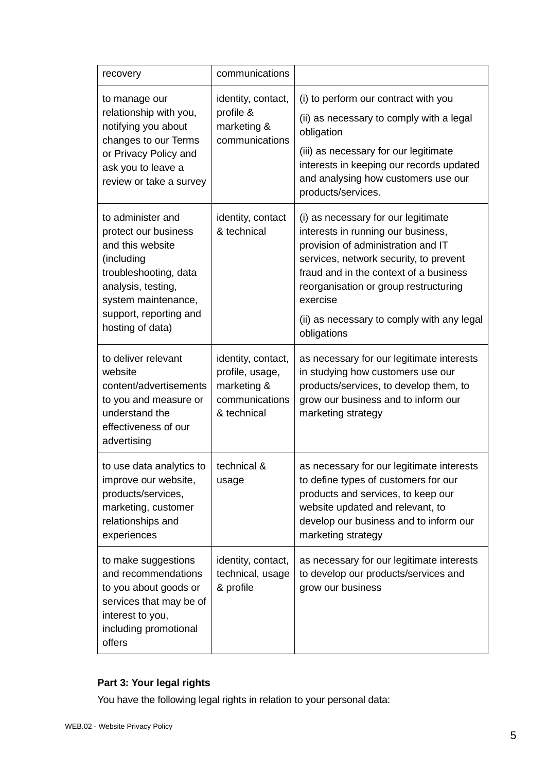| recovery | communications | |
|---|---|---|
| to manage our relationship with you, notifying you about changes to our Terms or Privacy Policy and ask you to leave a review or take a survey | identity, contact, profile & marketing & communications | (i) to perform our contract with you<br>(ii) as necessary to comply with a legal obligation<br>(iii) as necessary for our legitimate interests in keeping our records updated and analysing how customers use our products/services. |
| to administer and protect our business and this website (including troubleshooting, data analysis, testing, system maintenance, support, reporting and hosting of data) | identity, contact & technical | (i) as necessary for our legitimate interests in running our business, provision of administration and IT services, network security, to prevent fraud and in the context of a business reorganisation or group restructuring exercise<br>(ii) as necessary to comply with any legal obligations |
| to deliver relevant website content/advertisements to you and measure or understand the effectiveness of our advertising | identity, contact, profile, usage, marketing & communications & technical | as necessary for our legitimate interests in studying how customers use our products/services, to develop them, to grow our business and to inform our marketing strategy |
| to use data analytics to improve our website, products/services, marketing, customer relationships and experiences | technical & usage | as necessary for our legitimate interests to define types of customers for our products and services, to keep our website updated and relevant, to develop our business and to inform our marketing strategy |
| to make suggestions and recommendations to you about goods or services that may be of interest to you, including promotional offers | identity, contact, technical, usage & profile | as necessary for our legitimate interests to develop our products/services and grow our business |

**Part 3: Your legal rights**

You have the following legal rights in relation to your personal data: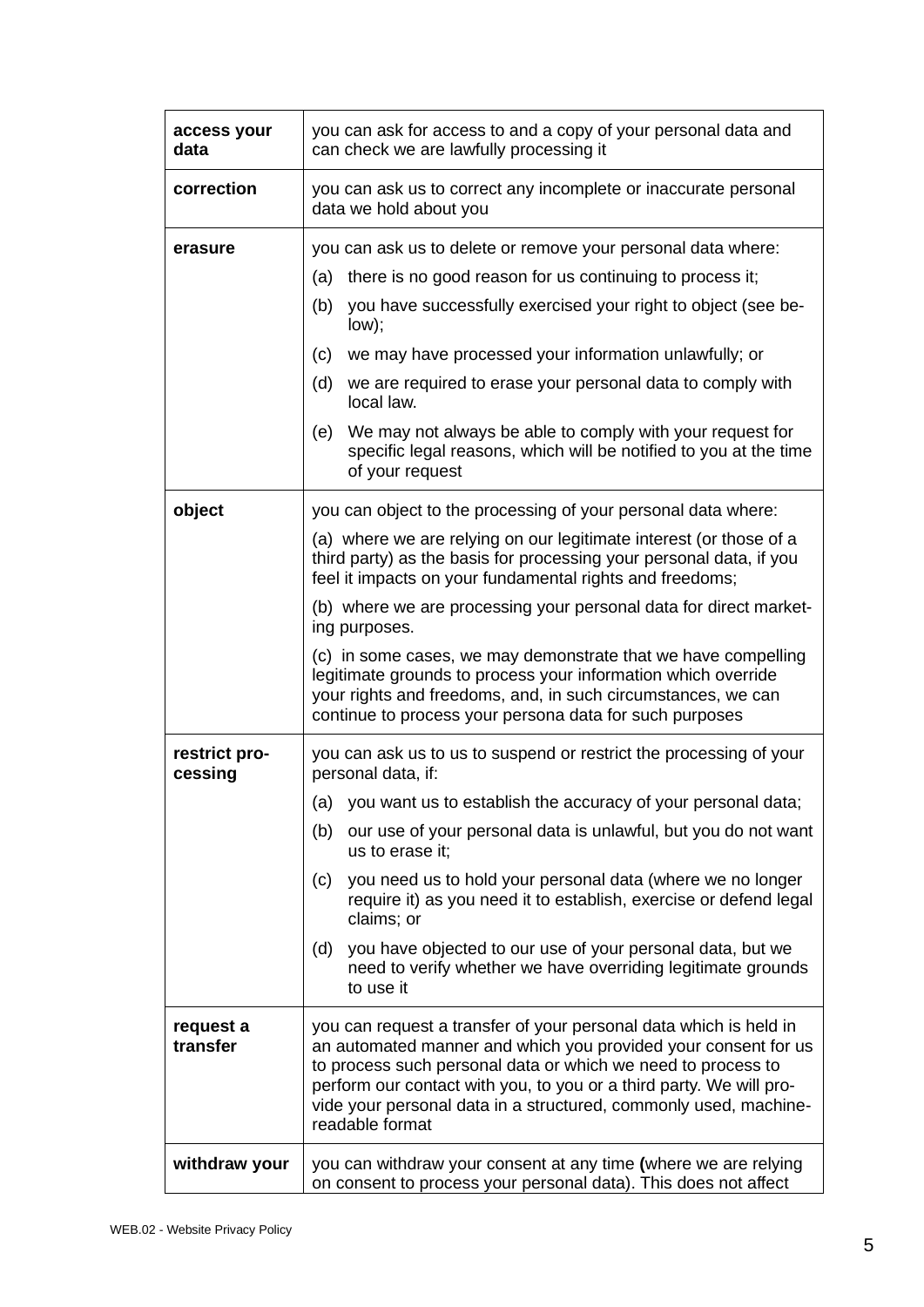| | |
|---|---|
| **access your data** | you can ask for access to and a copy of your personal data and can check we are lawfully processing it |
| **correction** | you can ask us to correct any incomplete or inaccurate personal data we hold about you |
| **erasure** | you can ask us to delete or remove your personal data where:<br>(a) there is no good reason for us continuing to process it;<br>(b) you have successfully exercised your right to object (see below);<br>(c) we may have processed your information unlawfully; or<br>(d) we are required to erase your personal data to comply with local law.<br>(e) We may not always be able to comply with your request for specific legal reasons, which will be notified to you at the time of your request |
| **object** | you can object to the processing of your personal data where:<br>(a) where we are relying on our legitimate interest (or those of a third party) as the basis for processing your personal data, if you feel it impacts on your fundamental rights and freedoms;<br>(b) where we are processing your personal data for direct marketing purposes.<br>(c) in some cases, we may demonstrate that we have compelling legitimate grounds to process your information which override your rights and freedoms, and, in such circumstances, we can continue to process your persona data for such purposes |
| **restrict processing** | you can ask us to us to suspend or restrict the processing of your personal data, if:<br>(a) you want us to establish the accuracy of your personal data;<br>(b) our use of your personal data is unlawful, but you do not want us to erase it;<br>(c) you need us to hold your personal data (where we no longer require it) as you need it to establish, exercise or defend legal claims; or<br>(d) you have objected to our use of your personal data, but we need to verify whether we have overriding legitimate grounds to use it |
| **request a transfer** | you can request a transfer of your personal data which is held in an automated manner and which you provided your consent for us to process such personal data or which we need to process to perform our contact with you, to you or a third party. We will provide your personal data in a structured, commonly used, machine-readable format |
| **withdraw your** | you can withdraw your consent at any time **(**where we are relying on consent to process your personal data). This does not affect |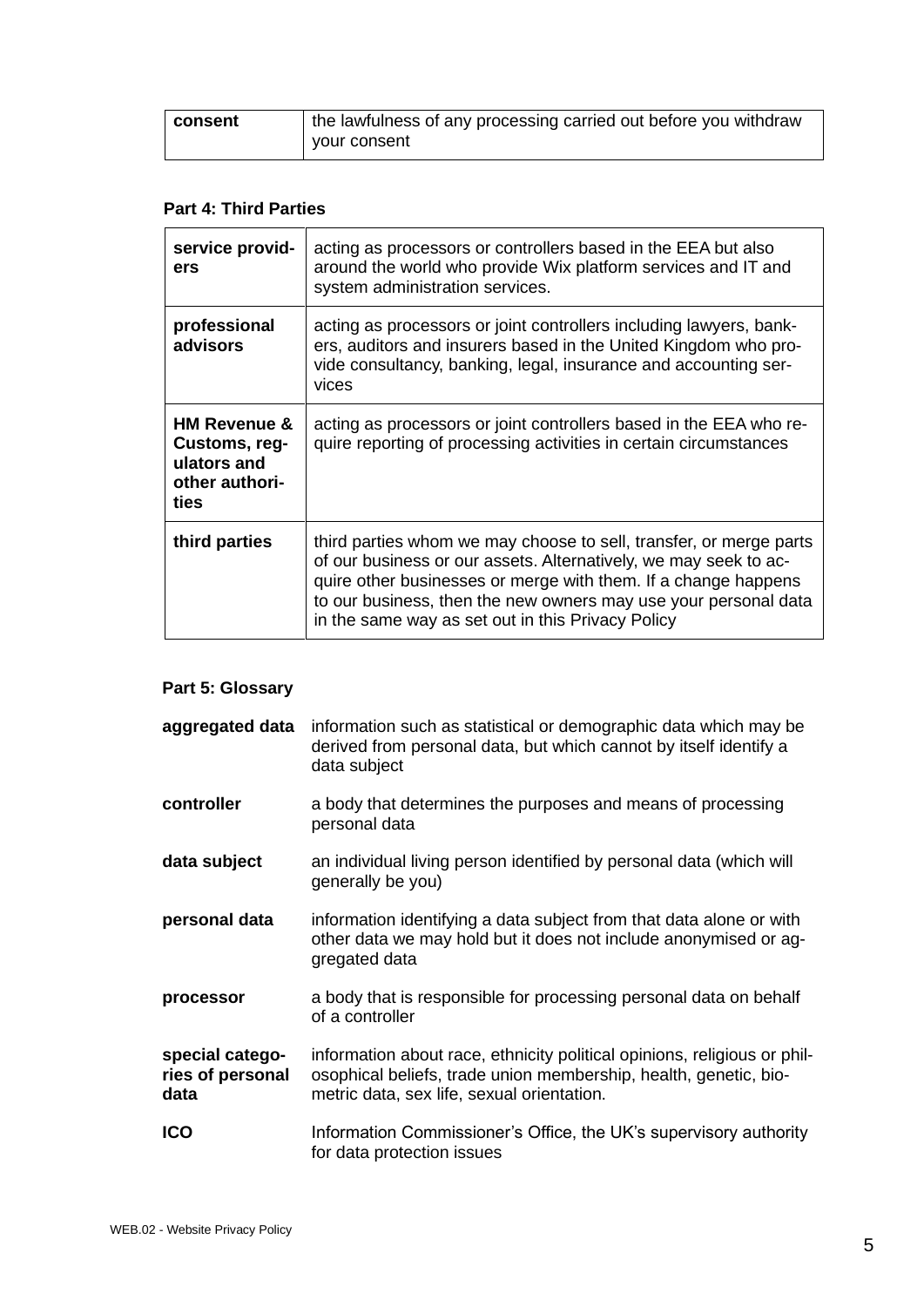| consent | the lawfulness of any processing carried out before you withdraw your consent |
|---|---|

**Part 4: Third Parties**

| service providers | acting as processors or controllers based in the EEA but also around the world who provide Wix platform services and IT and system administration services. |
|---|---|
| **professional advisors** | acting as processors or joint controllers including lawyers, bankers, auditors and insurers based in the United Kingdom who provide consultancy, banking, legal, insurance and accounting services |
| **HM Revenue & Customs, regulators and other authorities** | acting as processors or joint controllers based in the EEA who require reporting of processing activities in certain circumstances |
| **third parties** | third parties whom we may choose to sell, transfer, or merge parts of our business or our assets. Alternatively, we may seek to acquire other businesses or merge with them. If a change happens to our business, then the new owners may use your personal data in the same way as set out in this Privacy Policy |

**Part 5: Glossary**

| aggregated data | information such as statistical or demographic data which may be derived from personal data, but which cannot by itself identify a data subject |
|---|---|
| **controller** | a body that determines the purposes and means of processing personal data |
| **data subject** | an individual living person identified by personal data (which will generally be you) |
| **personal data** | information identifying a data subject from that data alone or with other data we may hold but it does not include anonymised or aggregated data |
| **processor** | a body that is responsible for processing personal data on behalf of a controller |
| **special categories of personal data** | information about race, ethnicity political opinions, religious or philosophical beliefs, trade union membership, health, genetic, biometric data, sex life, sexual orientation. |
| **ICO** | Information Commissioner's Office, the UK's supervisory authority for data protection issues |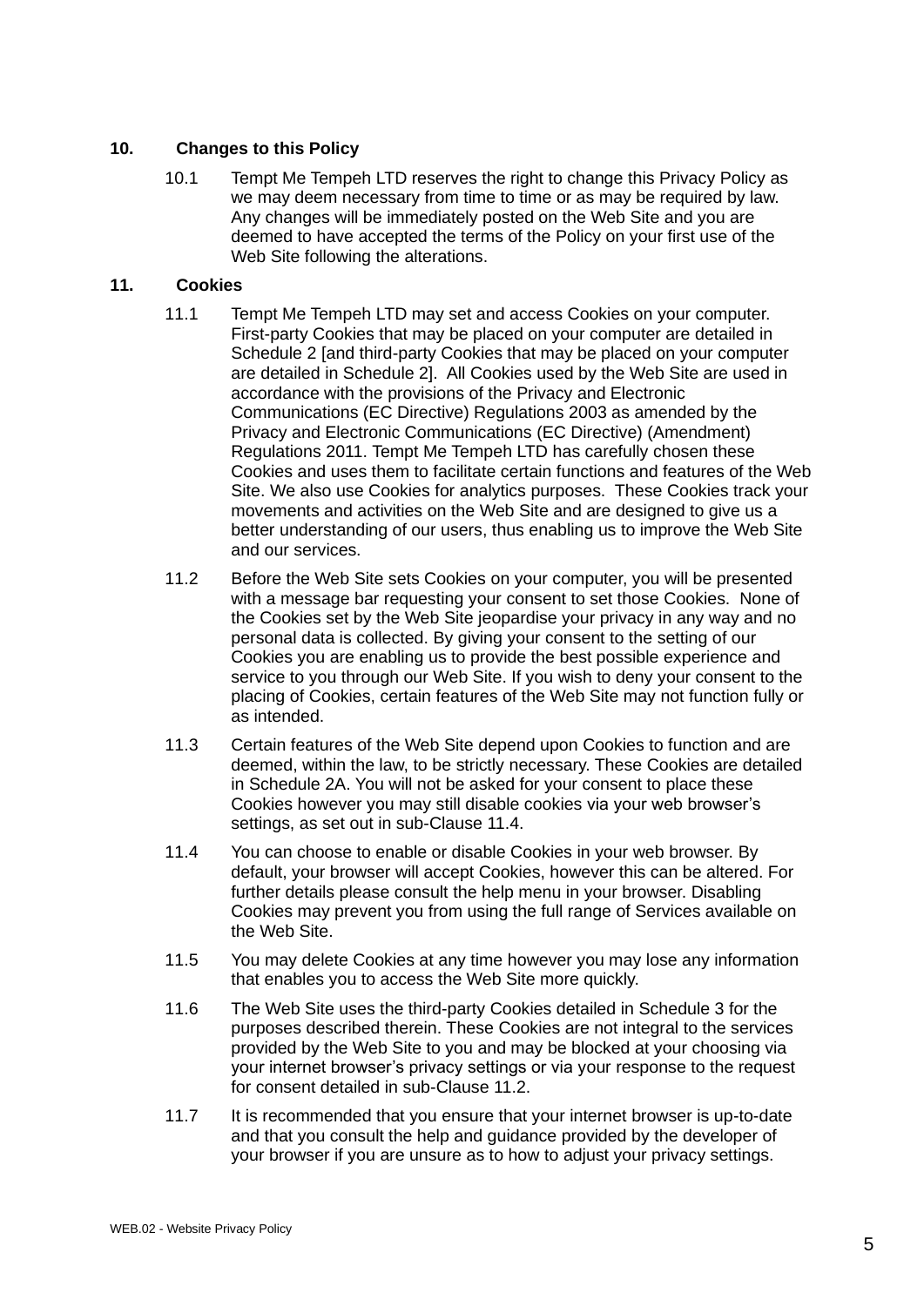## 10. Changes to this Policy

10.1 Tempt Me Tempeh LTD reserves the right to change this Privacy Policy as we may deem necessary from time to time or as may be required by law. Any changes will be immediately posted on the Web Site and you are deemed to have accepted the terms of the Policy on your first use of the Web Site following the alterations.

## 11. Cookies

11.1 Tempt Me Tempeh LTD may set and access Cookies on your computer. First-party Cookies that may be placed on your computer are detailed in Schedule 2 [and third-party Cookies that may be placed on your computer are detailed in Schedule 2]. All Cookies used by the Web Site are used in accordance with the provisions of the Privacy and Electronic Communications (EC Directive) Regulations 2003 as amended by the Privacy and Electronic Communications (EC Directive) (Amendment) Regulations 2011. Tempt Me Tempeh LTD has carefully chosen these Cookies and uses them to facilitate certain functions and features of the Web Site. We also use Cookies for analytics purposes. These Cookies track your movements and activities on the Web Site and are designed to give us a better understanding of our users, thus enabling us to improve the Web Site and our services.

11.2 Before the Web Site sets Cookies on your computer, you will be presented with a message bar requesting your consent to set those Cookies. None of the Cookies set by the Web Site jeopardise your privacy in any way and no personal data is collected. By giving your consent to the setting of our Cookies you are enabling us to provide the best possible experience and service to you through our Web Site. If you wish to deny your consent to the placing of Cookies, certain features of the Web Site may not function fully or as intended.

11.3 Certain features of the Web Site depend upon Cookies to function and are deemed, within the law, to be strictly necessary. These Cookies are detailed in Schedule 2A. You will not be asked for your consent to place these Cookies however you may still disable cookies via your web browser's settings, as set out in sub-Clause 11.4.

11.4 You can choose to enable or disable Cookies in your web browser. By default, your browser will accept Cookies, however this can be altered. For further details please consult the help menu in your browser. Disabling Cookies may prevent you from using the full range of Services available on the Web Site.

11.5 You may delete Cookies at any time however you may lose any information that enables you to access the Web Site more quickly.

11.6 The Web Site uses the third-party Cookies detailed in Schedule 3 for the purposes described therein. These Cookies are not integral to the services provided by the Web Site to you and may be blocked at your choosing via your internet browser's privacy settings or via your response to the request for consent detailed in sub-Clause 11.2.

11.7 It is recommended that you ensure that your internet browser is up-to-date and that you consult the help and guidance provided by the developer of your browser if you are unsure as to how to adjust your privacy settings.